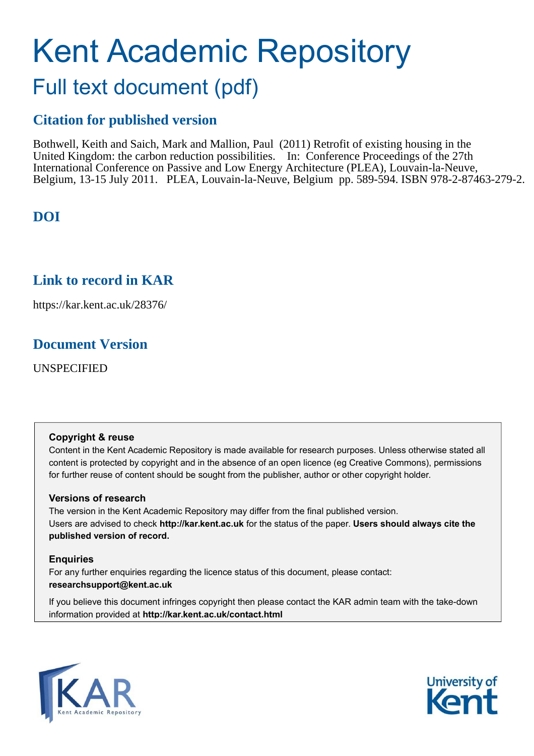# Kent Academic Repository

## Full text document (pdf)

### Citation for published version

Bothwell, Keith and Saich, Mark and Mallion, Paul (2011) Retrofit of existing housing in the United Kingdom: the carbon reduction possibilities. In: Conference Proceedings of the 27th International Conference on Passive and Low Energy Architecture (PLEA), Louvain-la-Neuve, Belgium, 13-15 July 2011. PLEA, Louvain-la-Neuve, Belgium pp. 589-594. ISBN 978-2-87463-279-2.

### DOI

### Link to record in KAR

https://kar.kent.ac.uk/28376/

### Document Version

UNSPECIFIED

**Copyright & reuse**

Content in the Kent Academic Repository is made available for research purposes. Unless otherwise stated all content is protected by copyright and in the absence of an open licence (eg Creative Commons), permissions for further reuse of content should be sought from the publisher, author or other copyright holder.

**Versions of research**

The version in the Kent Academic Repository may differ from the final published version. Users are advised to check **http://kar.kent.ac.uk** for the status of the paper. **Users should always cite the published version of record.**

**Enquiries**

For any further enquiries regarding the licence status of this document, please contact: **researchsupport@kent.ac.uk**

If you believe this document infringes copyright then please contact the KAR admin team with the take-down information provided at **http://kar.kent.ac.uk/contact.html**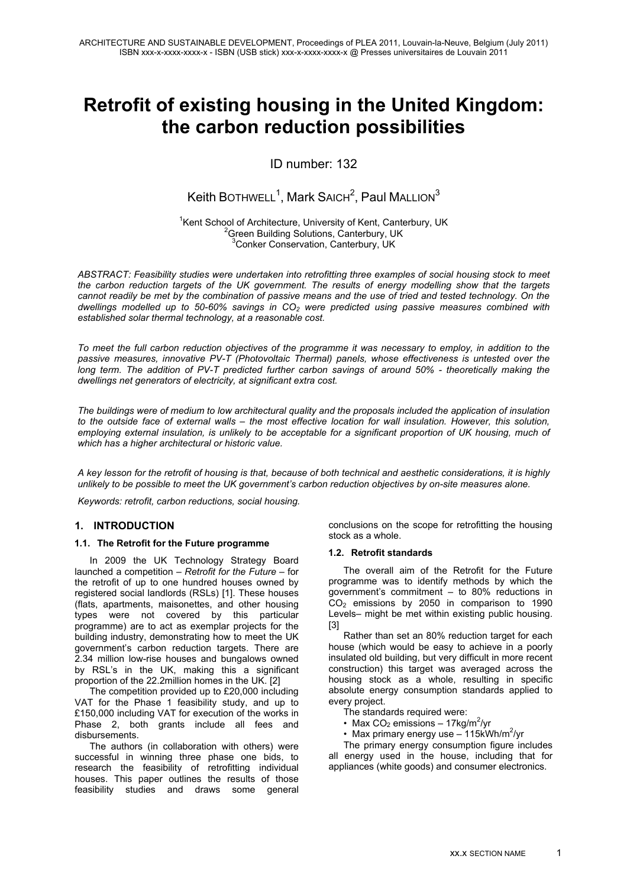# Retrofit of existing housing in the United Kingdom: the carbon reduction possibilities

ID number: 132

Keith BOTHWELL[1], Mark SAICH[2], Paul MALLION[3]

[1]Kent School of Architecture, University of Kent, Canterbury, UK
[2]Green Building Solutions, Canterbury, UK
[3]Conker Conservation, Canterbury, UK

*ABSTRACT: Feasibility studies were undertaken into retrofitting three examples of social housing stock to meet the carbon reduction targets of the UK government. The results of energy modelling show that the targets cannot readily be met by the combination of passive means and the use of tried and tested technology. On the dwellings modelled up to 50-60% savings in $CO_2$ were predicted using passive measures combined with established solar thermal technology, at a reasonable cost.*

*To meet the full carbon reduction objectives of the programme it was necessary to employ, in addition to the passive measures, innovative PV-T (Photovoltaic Thermal) panels, whose effectiveness is untested over the long term. The addition of PV-T predicted further carbon savings of around 50% - theoretically making the dwellings net generators of electricity, at significant extra cost.*

*The buildings were of medium to low architectural quality and the proposals included the application of insulation to the outside face of external walls – the most effective location for wall insulation. However, this solution, employing external insulation, is unlikely to be acceptable for a significant proportion of UK housing, much of which has a higher architectural or historic value.*

*A key lesson for the retrofit of housing is that, because of both technical and aesthetic considerations, it is highly unlikely to be possible to meet the UK government's carbon reduction objectives by on-site measures alone.*

*Keywords: retrofit, carbon reductions, social housing.*

## 1. INTRODUCTION

### 1.1. The Retrofit for the Future programme

In 2009 the UK Technology Strategy Board launched a competition – *Retrofit for the Future* – for the retrofit of up to one hundred houses owned by registered social landlords (RSLs) [1]. These houses (flats, apartments, maisonettes, and other housing types were not covered by this particular programme) are to act as exemplar projects for the building industry, demonstrating how to meet the UK government's carbon reduction targets. There are 2.34 million low-rise houses and bungalows owned by RSL's in the UK, making this a significant proportion of the 22.2million homes in the UK. [2]

The competition provided up to £20,000 including VAT for the Phase 1 feasibility study, and up to £150,000 including VAT for execution of the works in Phase 2, both grants include all fees and disbursements.

The authors (in collaboration with others) were successful in winning three phase one bids, to research the feasibility of retrofitting individual houses. This paper outlines the results of those feasibility studies and draws some general conclusions on the scope for retrofitting the housing stock as a whole.

### 1.2. Retrofit standards

The overall aim of the Retrofit for the Future programme was to identify methods by which the government's commitment – to 80% reductions in $CO_2$ emissions by 2050 in comparison to 1990 Levels– might be met within existing public housing. [3]

Rather than set an 80% reduction target for each house (which would be easy to achieve in a poorly insulated old building, but very difficult in more recent construction) this target was averaged across the housing stock as a whole, resulting in specific absolute energy consumption standards applied to every project.

The standards required were:

- Max $CO_2$ emissions – 17kg/m$^2$/yr
- Max primary energy use – 115kWh/m$^2$/yr

The primary energy consumption figure includes all energy used in the house, including that for appliances (white goods) and consumer electronics.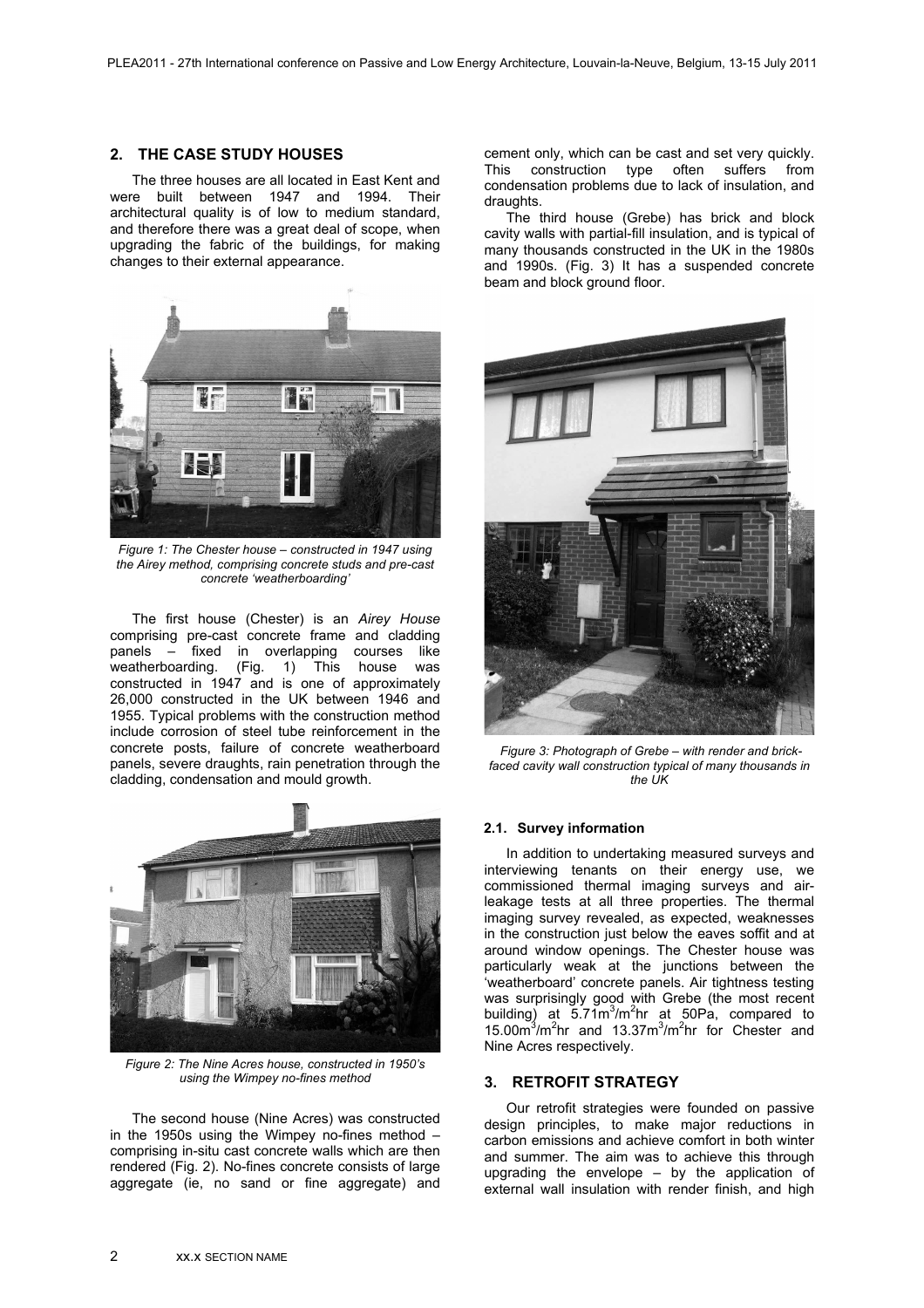## 2. THE CASE STUDY HOUSES

The three houses are all located in East Kent and were built between 1947 and 1994. Their architectural quality is of low to medium standard, and therefore there was a great deal of scope, when upgrading the fabric of the buildings, for making changes to their external appearance.

*Figure 1: The Chester house – constructed in 1947 using the Airey method, comprising concrete studs and pre-cast concrete 'weatherboarding'*

The first house (Chester) is an *Airey House* comprising pre-cast concrete frame and cladding panels – fixed in overlapping courses like weatherboarding. (Fig. 1) This house was constructed in 1947 and is one of approximately 26,000 constructed in the UK between 1946 and 1955. Typical problems with the construction method include corrosion of steel tube reinforcement in the concrete posts, failure of concrete weatherboard panels, severe draughts, rain penetration through the cladding, condensation and mould growth.

*Figure 2: The Nine Acres house, constructed in 1950's using the Wimpey no-fines method*

The second house (Nine Acres) was constructed in the 1950s using the Wimpey no-fines method – comprising in-situ cast concrete walls which are then rendered (Fig. 2). No-fines concrete consists of large aggregate (ie, no sand or fine aggregate) and cement only, which can be cast and set very quickly. This construction type often suffers from condensation problems due to lack of insulation, and draughts.

The third house (Grebe) has brick and block cavity walls with partial-fill insulation, and is typical of many thousands constructed in the UK in the 1980s and 1990s. (Fig. 3) It has a suspended concrete beam and block ground floor.

*Figure 3: Photograph of Grebe – with render and brick-faced cavity wall construction typical of many thousands in the UK*

### 2.1. Survey information

In addition to undertaking measured surveys and interviewing tenants on their energy use, we commissioned thermal imaging surveys and air-leakage tests at all three properties. The thermal imaging survey revealed, as expected, weaknesses in the construction just below the eaves soffit and at around window openings. The Chester house was particularly weak at the junctions between the 'weatherboard' concrete panels. Air tightness testing was surprisingly good with Grebe (the most recent building) at $5.71m^3/m^2hr$ at 50Pa, compared to $15.00m^3/m^2hr$ and $13.37m^3/m^2hr$ for Chester and Nine Acres respectively.

## 3. RETROFIT STRATEGY

Our retrofit strategies were founded on passive design principles, to make major reductions in carbon emissions and achieve comfort in both winter and summer. The aim was to achieve this through upgrading the envelope – by the application of external wall insulation with render finish, and high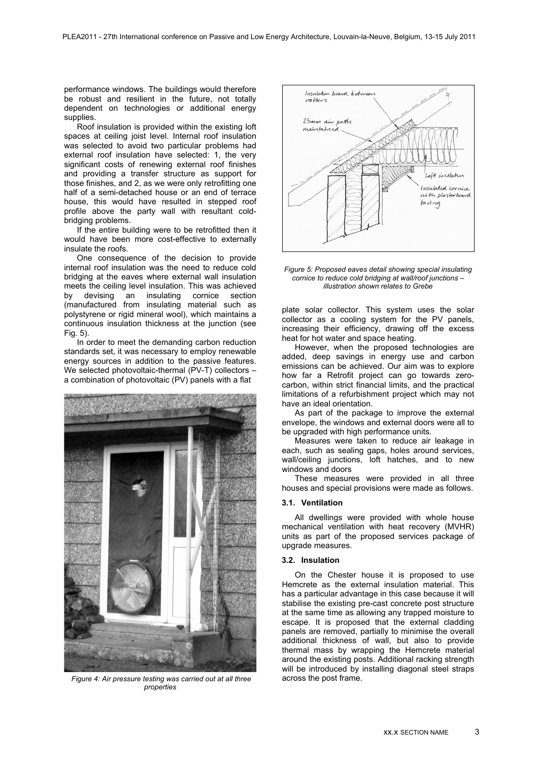performance windows. The buildings would therefore be robust and resilient in the future, not totally dependent on technologies or additional energy supplies.

Roof insulation is provided within the existing loft spaces at ceiling joist level. Internal roof insulation was selected to avoid two particular problems had external roof insulation have selected: 1, the very significant costs of renewing external roof finishes and providing a transfer structure as support for those finishes, and 2, as we were only retrofitting one half of a semi-detached house or an end of terrace house, this would have resulted in stepped roof profile above the party wall with resultant cold-bridging problems.

If the entire building were to be retrofitted then it would have been more cost-effective to externally insulate the roofs.

One consequence of the decision to provide internal roof insulation was the need to reduce cold bridging at the eaves where external wall insulation meets the ceiling level insulation. This was achieved by devising an insulating cornice section (manufactured from insulating material such as polystyrene or rigid mineral wool), which maintains a continuous insulation thickness at the junction (see Fig. 5).

In order to meet the demanding carbon reduction standards set, it was necessary to employ renewable energy sources in addition to the passive features. We selected photovoltaic-thermal (PV-T) collectors – a combination of photovoltaic (PV) panels with a flat

*Figure 4: Air pressure testing was carried out at all three properties*

*Figure 5: Proposed eaves detail showing special insulating cornice to reduce cold bridging at wall/roof junctions – illustration shown relates to Grebe*

plate solar collector. This system uses the solar collector as a cooling system for the PV panels, increasing their efficiency, drawing off the excess heat for hot water and space heating.

However, when the proposed technologies are added, deep savings in energy use and carbon emissions can be achieved. Our aim was to explore how far a Retrofit project can go towards zero-carbon, within strict financial limits, and the practical limitations of a refurbishment project which may not have an ideal orientation.

As part of the package to improve the external envelope, the windows and external doors were all to be upgraded with high performance units.

Measures were taken to reduce air leakage in each, such as sealing gaps, holes around services, wall/ceiling junctions, loft hatches, and to new windows and doors

These measures were provided in all three houses and special provisions were made as follows.

### 3.1. Ventilation

All dwellings were provided with whole house mechanical ventilation with heat recovery (MVHR) units as part of the proposed services package of upgrade measures.

### 3.2. Insulation

On the Chester house it is proposed to use Hemcrete as the external insulation material. This has a particular advantage in this case because it will stabilise the existing pre-cast concrete post structure at the same time as allowing any trapped moisture to escape. It is proposed that the external cladding panels are removed, partially to minimise the overall additional thickness of wall, but also to provide thermal mass by wrapping the Hemcrete material around the existing posts. Additional racking strength will be introduced by installing diagonal steel straps across the post frame.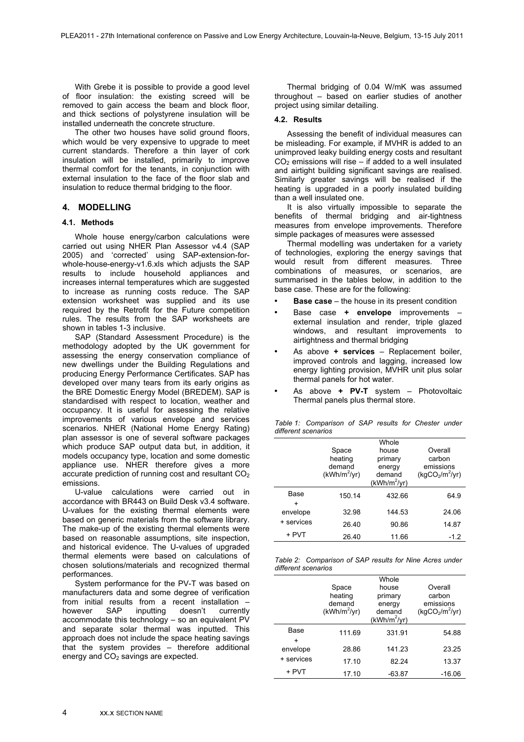With Grebe it is possible to provide a good level of floor insulation: the existing screed will be removed to gain access the beam and block floor, and thick sections of polystyrene insulation will be installed underneath the concrete structure.

The other two houses have solid ground floors, which would be very expensive to upgrade to meet current standards. Therefore a thin layer of cork insulation will be installed, primarily to improve thermal comfort for the tenants, in conjunction with external insulation to the face of the floor slab and insulation to reduce thermal bridging to the floor.

## 4. MODELLING

### 4.1. Methods

Whole house energy/carbon calculations were carried out using NHER Plan Assessor v4.4 (SAP 2005) and 'corrected' using SAP-extension-for-whole-house-energy-v1.6.xls which adjusts the SAP results to include household appliances and increases internal temperatures which are suggested to increase as running costs reduce. The SAP extension worksheet was supplied and its use required by the Retrofit for the Future competition rules. The results from the SAP worksheets are shown in tables 1-3 inclusive.

SAP (Standard Assessment Procedure) is the methodology adopted by the UK government for assessing the energy conservation compliance of new dwellings under the Building Regulations and producing Energy Performance Certificates. SAP has developed over many tears from its early origins as the BRE Domestic Energy Model (BREDEM). SAP is standardised with respect to location, weather and occupancy. It is useful for assessing the relative improvements of various envelope and services scenarios. NHER (National Home Energy Rating) plan assessor is one of several software packages which produce SAP output data but, in addition, it models occupancy type, location and some domestic appliance use. NHER therefore gives a more accurate prediction of running cost and resultant $CO_2$ emissions.

U-value calculations were carried out in accordance with BR443 on Build Desk v3.4 software. U-values for the existing thermal elements were based on generic materials from the software library. The make-up of the existing thermal elements were based on reasonable assumptions, site inspection, and historical evidence. The U-values of upgraded thermal elements were based on calculations of chosen solutions/materials and recognized thermal performances.

System performance for the PV-T was based on manufacturers data and some degree of verification from initial results from a recent installation – however SAP inputting doesn't currently accommodate this technology – so an equivalent PV and separate solar thermal was inputted. This approach does not include the space heating savings that the system provides – therefore additional energy and $CO_2$ savings are expected.

Thermal bridging of 0.04 W/mK was assumed throughout – based on earlier studies of another project using similar detailing.

### 4.2. Results

Assessing the benefit of individual measures can be misleading. For example, if MVHR is added to an unimproved leaky building energy costs and resultant $CO_2$ emissions will rise – if added to a well insulated and airtight building significant savings are realised. Similarly greater savings will be realised if the heating is upgraded in a poorly insulated building than a well insulated one.

It is also virtually impossible to separate the benefits of thermal bridging and air-tightness measures from envelope improvements. Therefore simple packages of measures were assessed

Thermal modelling was undertaken for a variety of technologies, exploring the energy savings that would result from different measures. Three combinations of measures, or scenarios, are summarised in the tables below, in addition to the base case. These are for the following:

- **Base case** – the house in its present condition
- Base case **+ envelope** improvements – external insulation and render, triple glazed windows, and resultant improvements to airtightness and thermal bridging
- As above **+ services** – Replacement boiler, improved controls and lagging, increased low energy lighting provision, MVHR unit plus solar thermal panels for hot water.
- As above **+ PV-T** system – Photovoltaic Thermal panels plus thermal store.

*Table 1: Comparison of SAP results for Chester under different scenarios*

| | Space heating demand ($kWh/m^2/yr$) | Whole house primary energy demand ($kWh/m^2/yr$) | Overall carbon emissions ($kgCO_2/m^2/yr$) |
|---|---|---|---|
| Base | 150.14 | 432.66 | 64.9 |
| + envelope | 32.98 | 144.53 | 24.06 |
| + services | 26.40 | 90.86 | 14.87 |
| + PVT | 26.40 | 11.66 | -1.2 |

*Table 2: Comparison of SAP results for Nine Acres under different scenarios*

| | Space heating demand ($kWh/m^2/yr$) | Whole house primary energy demand ($kWh/m^2/yr$) | Overall carbon emissions ($kgCO_2/m^2/yr$) |
|---|---|---|---|
| Base | 111.69 | 331.91 | 54.88 |
| + envelope | 28.86 | 141.23 | 23.25 |
| + services | 17.10 | 82.24 | 13.37 |
| + PVT | 17.10 | -63.87 | -16.06 |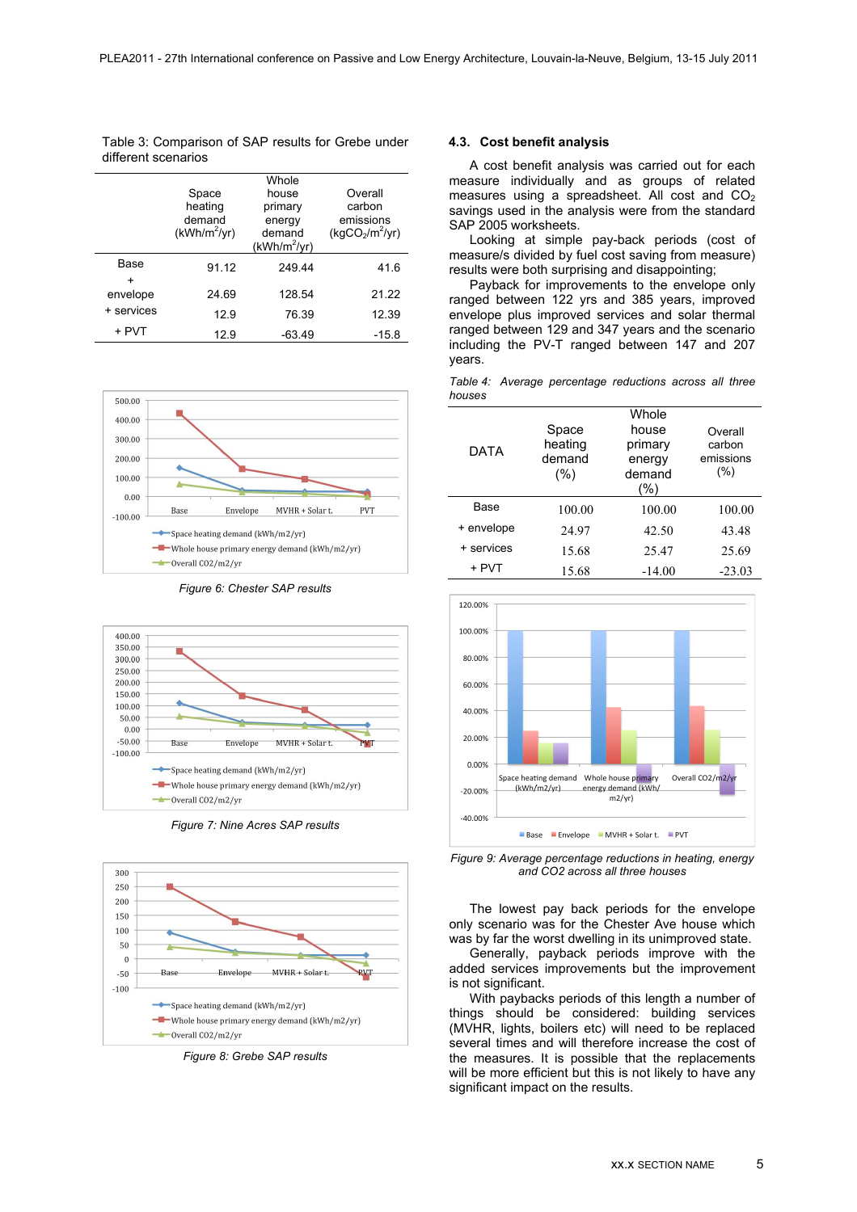Table 3: Comparison of SAP results for Grebe under different scenarios

| | Space heating demand (kWh/m$^2$/yr) | Whole house primary energy demand (kWh/m$^2$/yr) | Overall carbon emissions (kg$CO_2$/m$^2$/yr) |
|---|---|---|---|
| Base | 91.12 | 249.44 | 41.6 |
| + envelope | 24.69 | 128.54 | 21.22 |
| + services | 12.9 | 76.39 | 12.39 |
| + PVT | 12.9 | -63.49 | -15.8 |

*Figure 6: Chester SAP results*

*Figure 7: Nine Acres SAP results*

*Figure 8: Grebe SAP results*

### 4.3. Cost benefit analysis

A cost benefit analysis was carried out for each measure individually and as groups of related measures using a spreadsheet. All cost and $CO_2$ savings used in the analysis were from the standard SAP 2005 worksheets.

Looking at simple pay-back periods (cost of measure/s divided by fuel cost saving from measure) results were both surprising and disappointing;

Payback for improvements to the envelope only ranged between 122 yrs and 385 years, improved envelope plus improved services and solar thermal ranged between 129 and 347 years and the scenario including the PV-T ranged between 147 and 207 years.

*Table 4: Average percentage reductions across all three houses*

| DATA | Space heating demand (%) | Whole house primary energy demand (%) | Overall carbon emissions (%) |
|---|---|---|---|
| Base | 100.00 | 100.00 | 100.00 |
| + envelope | 24.97 | 42.50 | 43.48 |
| + services | 15.68 | 25.47 | 25.69 |
| + PVT | 15.68 | -14.00 | -23.03 |

*Figure 9: Average percentage reductions in heating, energy and CO2 across all three houses*

The lowest pay back periods for the envelope only scenario was for the Chester Ave house which was by far the worst dwelling in its unimproved state.

Generally, payback periods improve with the added services improvements but the improvement is not significant.

With paybacks periods of this length a number of things should be considered: building services (MVHR, lights, boilers etc) will need to be replaced several times and will therefore increase the cost of the measures. It is possible that the replacements will be more efficient but this is not likely to have any significant impact on the results.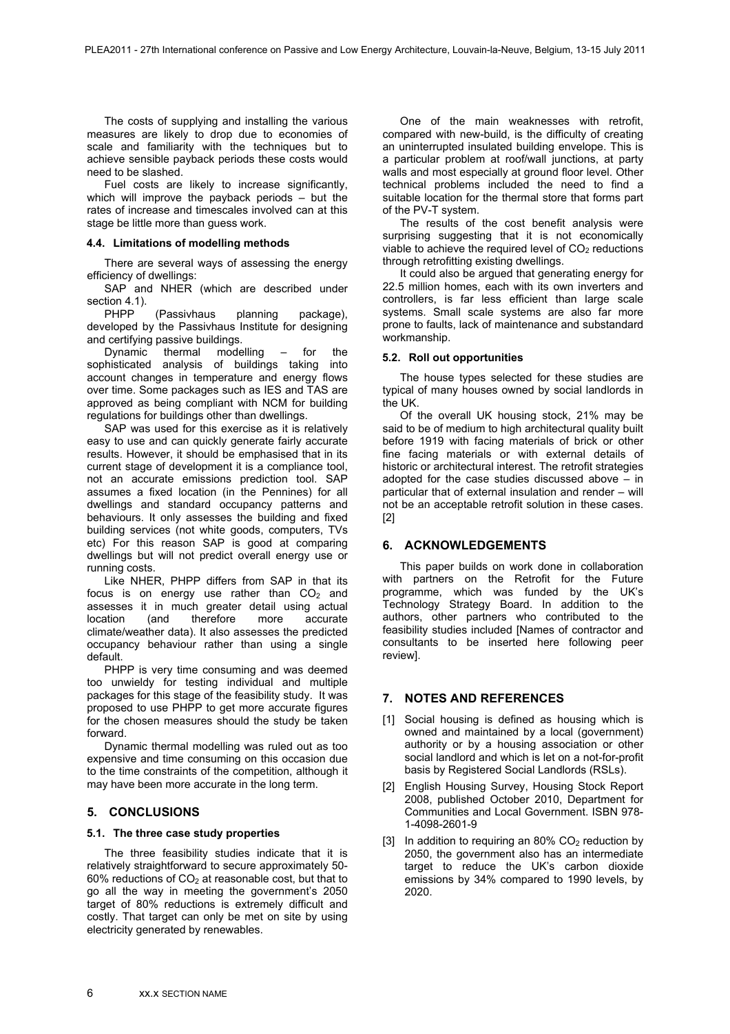The costs of supplying and installing the various measures are likely to drop due to economies of scale and familiarity with the techniques but to achieve sensible payback periods these costs would need to be slashed.

Fuel costs are likely to increase significantly, which will improve the payback periods – but the rates of increase and timescales involved can at this stage be little more than guess work.

### 4.4. Limitations of modelling methods

There are several ways of assessing the energy efficiency of dwellings:

SAP and NHER (which are described under section 4.1).

PHPP (Passivhaus planning package), developed by the Passivhaus Institute for designing and certifying passive buildings.

Dynamic thermal modelling – for the sophisticated analysis of buildings taking into account changes in temperature and energy flows over time. Some packages such as IES and TAS are approved as being compliant with NCM for building regulations for buildings other than dwellings.

SAP was used for this exercise as it is relatively easy to use and can quickly generate fairly accurate results. However, it should be emphasised that in its current stage of development it is a compliance tool, not an accurate emissions prediction tool. SAP assumes a fixed location (in the Pennines) for all dwellings and standard occupancy patterns and behaviours. It only assesses the building and fixed building services (not white goods, computers, TVs etc) For this reason SAP is good at comparing dwellings but will not predict overall energy use or running costs.

Like NHER, PHPP differs from SAP in that its focus is on energy use rather than $CO_2$ and assesses it in much greater detail using actual location (and therefore more accurate climate/weather data). It also assesses the predicted occupancy behaviour rather than using a single default.

PHPP is very time consuming and was deemed too unwieldy for testing individual and multiple packages for this stage of the feasibility study. It was proposed to use PHPP to get more accurate figures for the chosen measures should the study be taken forward.

Dynamic thermal modelling was ruled out as too expensive and time consuming on this occasion due to the time constraints of the competition, although it may have been more accurate in the long term.

## 5. CONCLUSIONS

### 5.1. The three case study properties

The three feasibility studies indicate that it is relatively straightforward to secure approximately 50-60% reductions of $CO_2$ at reasonable cost, but that to go all the way in meeting the government's 2050 target of 80% reductions is extremely difficult and costly. That target can only be met on site by using electricity generated by renewables.

One of the main weaknesses with retrofit, compared with new-build, is the difficulty of creating an uninterrupted insulated building envelope. This is a particular problem at roof/wall junctions, at party walls and most especially at ground floor level. Other technical problems included the need to find a suitable location for the thermal store that forms part of the PV-T system.

The results of the cost benefit analysis were surprising suggesting that it is not economically viable to achieve the required level of $CO_2$ reductions through retrofitting existing dwellings.

It could also be argued that generating energy for 22.5 million homes, each with its own inverters and controllers, is far less efficient than large scale systems. Small scale systems are also far more prone to faults, lack of maintenance and substandard workmanship.

### 5.2. Roll out opportunities

The house types selected for these studies are typical of many houses owned by social landlords in the UK.

Of the overall UK housing stock, 21% may be said to be of medium to high architectural quality built before 1919 with facing materials of brick or other fine facing materials or with external details of historic or architectural interest. The retrofit strategies adopted for the case studies discussed above – in particular that of external insulation and render – will not be an acceptable retrofit solution in these cases. [2]

## 6. ACKNOWLEDGEMENTS

This paper builds on work done in collaboration with partners on the Retrofit for the Future programme, which was funded by the UK's Technology Strategy Board. In addition to the authors, other partners who contributed to the feasibility studies included [Names of contractor and consultants to be inserted here following peer review].

## 7. NOTES AND REFERENCES

[1] Social housing is defined as housing which is owned and maintained by a local (government) authority or by a housing association or other social landlord and which is let on a not-for-profit basis by Registered Social Landlords (RSLs).

[2] English Housing Survey, Housing Stock Report 2008, published October 2010, Department for Communities and Local Government. ISBN 978-1-4098-2601-9

[3] In addition to requiring an 80% $CO_2$ reduction by 2050, the government also has an intermediate target to reduce the UK's carbon dioxide emissions by 34% compared to 1990 levels, by 2020.